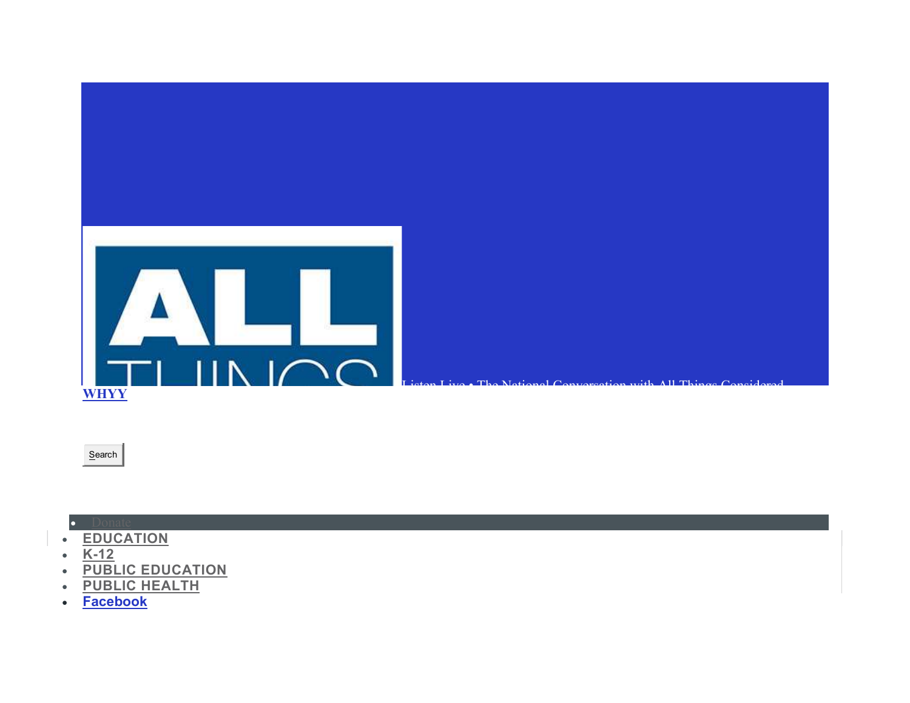Listen Live • The National Conversation with All Things Considered

**WHYY**

Search

- Donate

- **EDUCATION**
- **K-12**
- **PUBLIC EDUCATION**
- **PUBLIC HEALTH**
- **Facebook**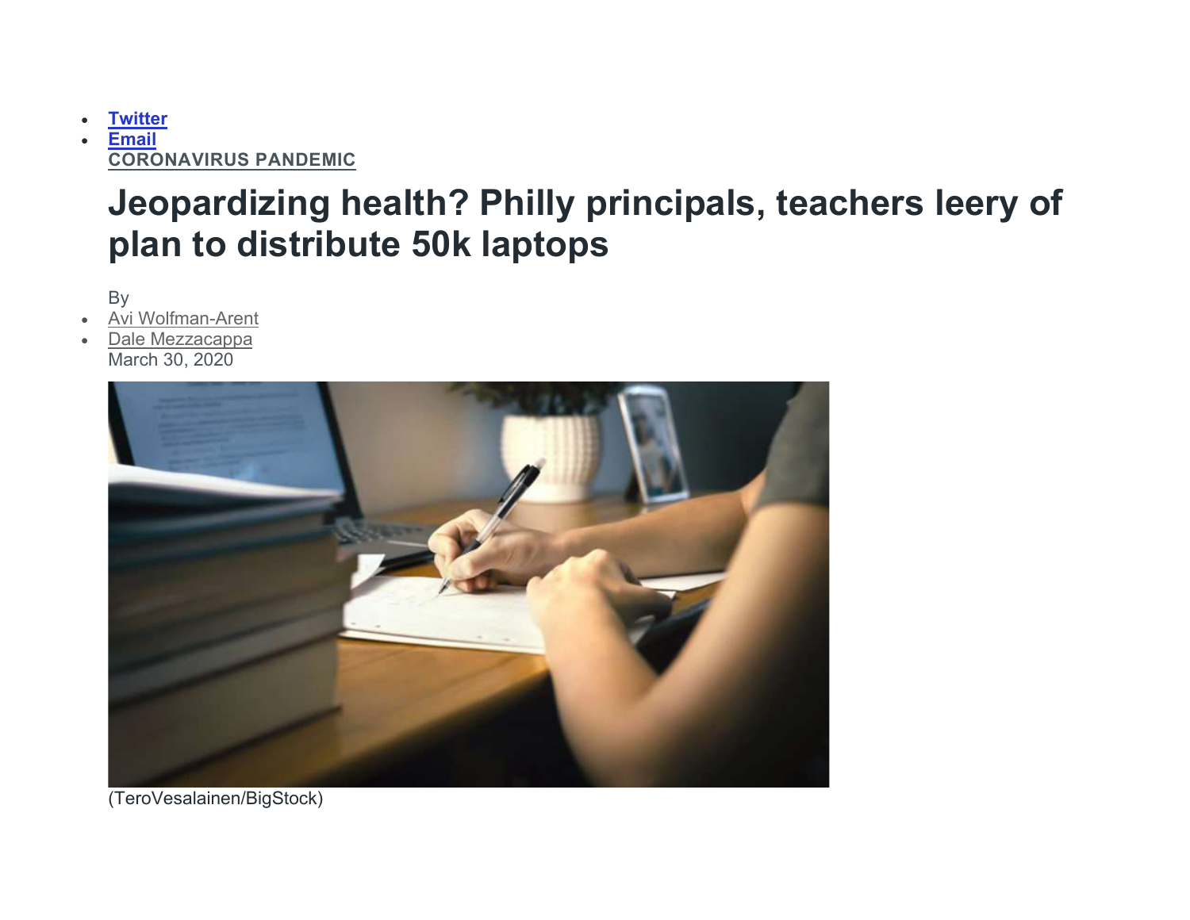- Twitter
- Email

CORONAVIRUS PANDEMIC

# Jeopardizing health? Philly principals, teachers leery of plan to distribute 50k laptops

By

- Avi Wolfman-Arent
- Dale Mezzacappa

March 30, 2020

(TeroVesalainen/BigStock)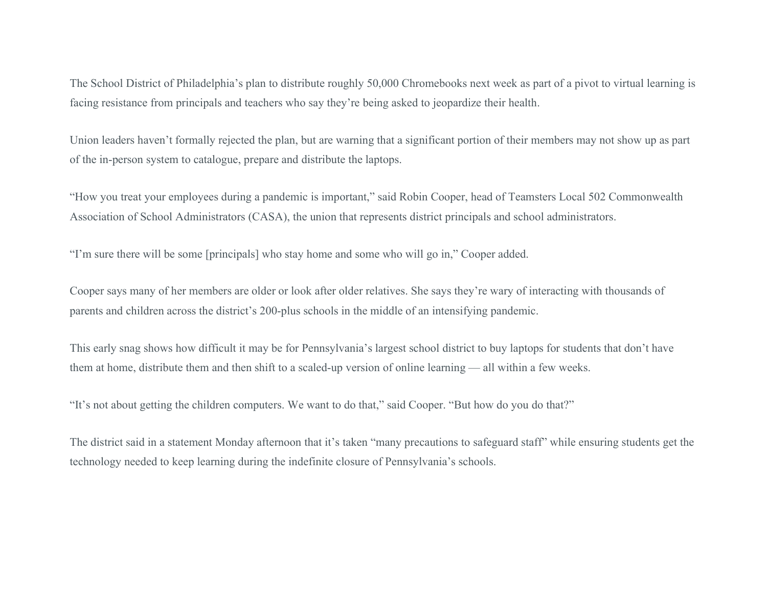The School District of Philadelphia's plan to distribute roughly 50,000 Chromebooks next week as part of a pivot to virtual learning is facing resistance from principals and teachers who say they're being asked to jeopardize their health.

Union leaders haven't formally rejected the plan, but are warning that a significant portion of their members may not show up as part of the in-person system to catalogue, prepare and distribute the laptops.

"How you treat your employees during a pandemic is important," said Robin Cooper, head of Teamsters Local 502 Commonwealth Association of School Administrators (CASA), the union that represents district principals and school administrators.

"I'm sure there will be some [principals] who stay home and some who will go in," Cooper added.

Cooper says many of her members are older or look after older relatives. She says they're wary of interacting with thousands of parents and children across the district's 200-plus schools in the middle of an intensifying pandemic.

This early snag shows how difficult it may be for Pennsylvania's largest school district to buy laptops for students that don't have them at home, distribute them and then shift to a scaled-up version of online learning — all within a few weeks.

"It's not about getting the children computers. We want to do that," said Cooper. "But how do you do that?"

The district said in a statement Monday afternoon that it's taken "many precautions to safeguard staff" while ensuring students get the technology needed to keep learning during the indefinite closure of Pennsylvania's schools.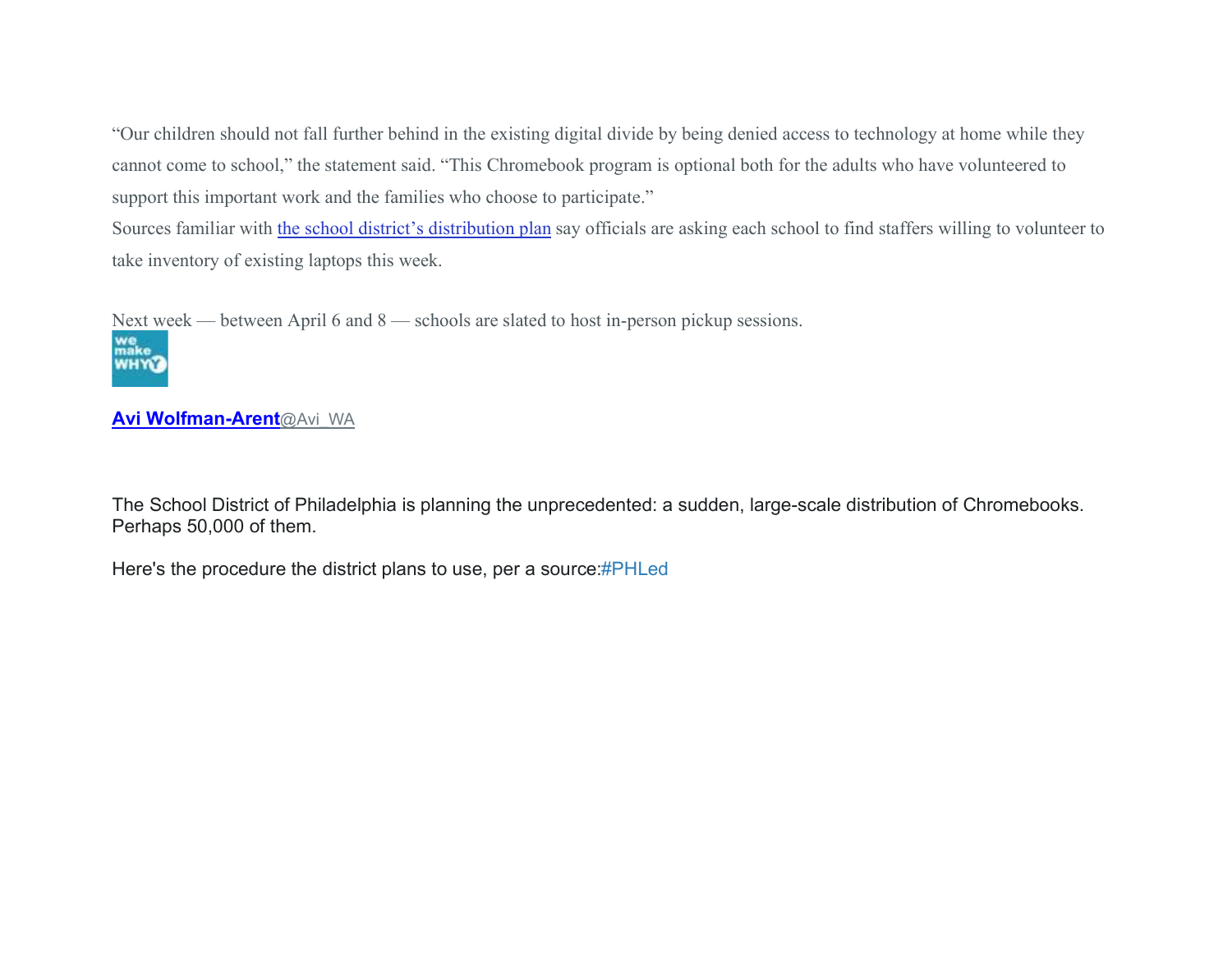“Our children should not fall further behind in the existing digital divide by being denied access to technology at home while they cannot come to school,” the statement said. “This Chromebook program is optional both for the adults who have volunteered to support this important work and the families who choose to participate.”

Sources familiar with the school district’s distribution plan say officials are asking each school to find staffers willing to volunteer to take inventory of existing laptops this week.

Next week — between April 6 and 8 — schools are slated to host in-person pickup sessions.

**Avi Wolfman-Arent**@Avi_WA

The School District of Philadelphia is planning the unprecedented: a sudden, large-scale distribution of Chromebooks. Perhaps 50,000 of them.

Here's the procedure the district plans to use, per a source:#PHLed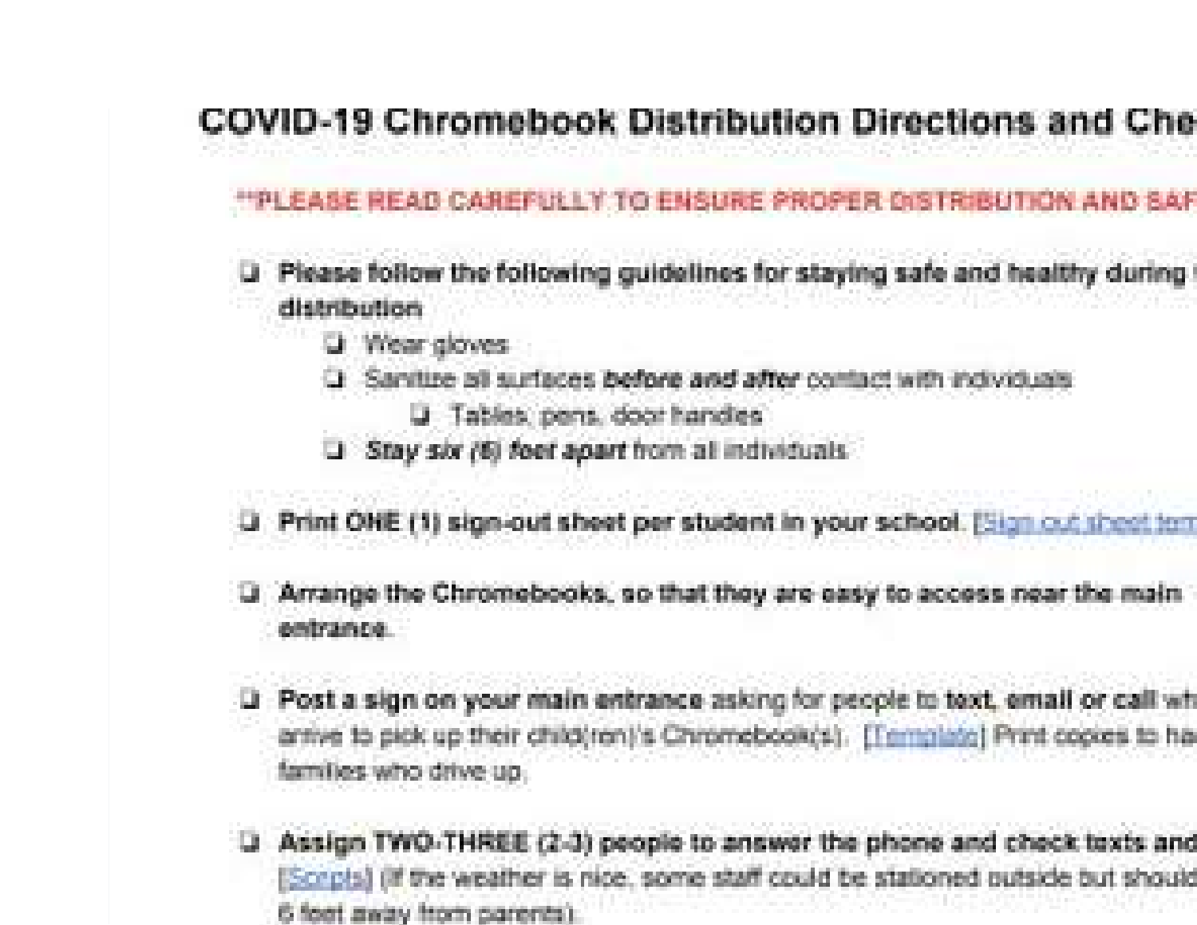# COVID-19 Chromebook Distribution Directions and Che

**PLEASE READ CAREFULLY TO ENSURE PROPER DISTRIBUTION AND SAF

- [ ] **Please follow the following guidelines for staying safe and healthy during distribution**
  - [ ] Wear gloves
  - [ ] Sanitize all surfaces ***before and after*** contact with individuals
    - [ ] Tables, pens, door handles
  - [ ] ***Stay six (6) feet apart*** from all individuals

- [ ] **Print ONE (1) sign-out sheet per student in your school.** [Sign out sheet tem

- [ ] **Arrange the Chromebooks, so that they are easy to access near the main entrance.**

- [ ] **Post a sign on your main entrance** asking for people to **text, email or call** wh arrive to pick up their child(ren)'s Chromebook(s). [Template] Print copies to ha families who drive up.

- [ ] **Assign TWO-THREE (2-3) people to answer the phone and check texts and** [Scripts] (If the weather is nice, some staff could be stationed outside but should 6 feet away from parents).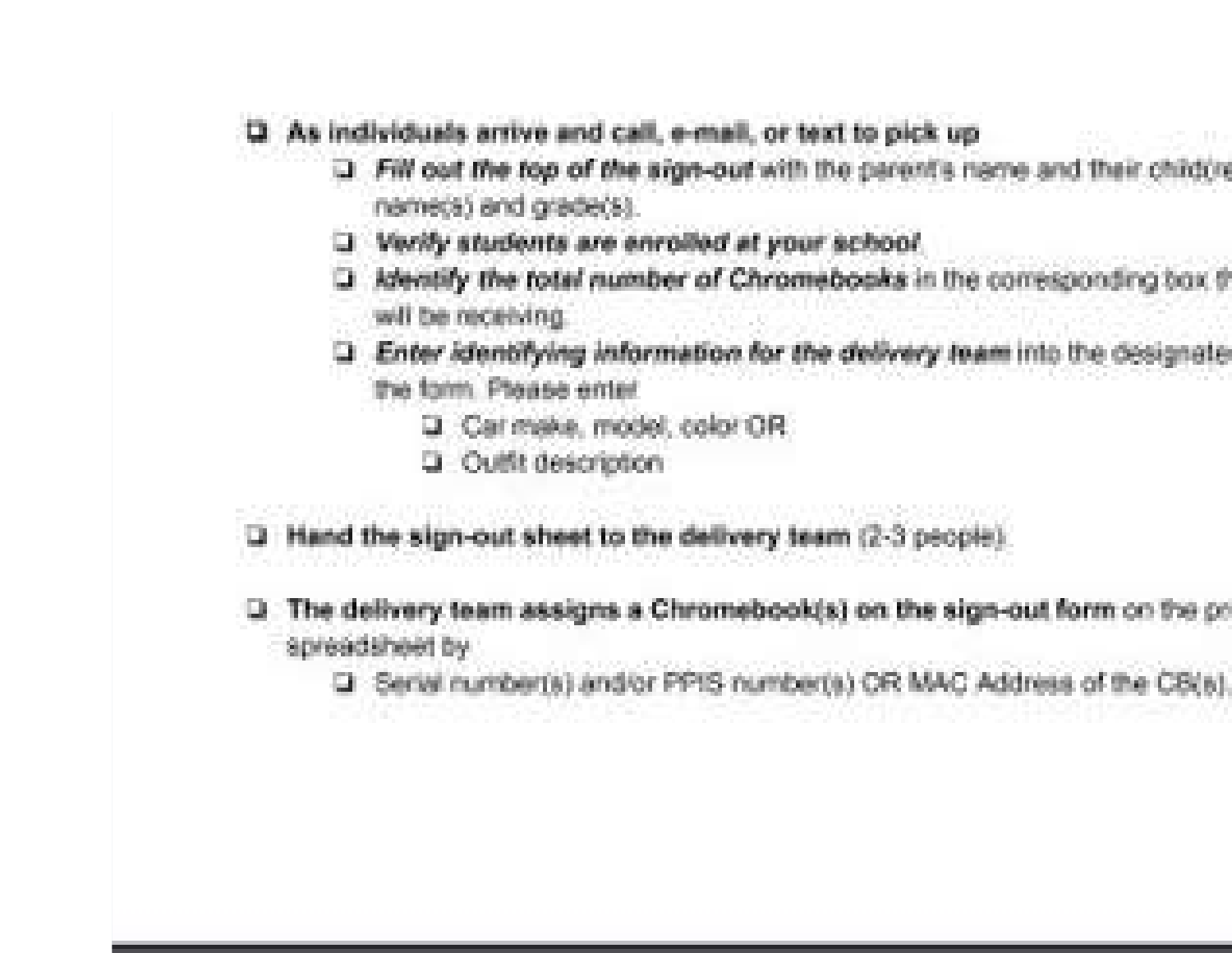- [ ] **As individuals arrive and call, e-mail, or text to pick up**
    - [ ] ***Fill out the top of the sign-out*** with the parent's name and their child(re
      name(s) and grade(s).
    - [ ] ***Verify students are enrolled at your school***
    - [ ] ***Identify the total number of Chromebooks*** in the corresponding box th
      will be receiving.
    - [ ] ***Enter identifying information for the delivery team*** into the designate
      the form. Please enter
        - [ ] Car make, model, color OR
        - [ ] Outfit description

- [ ] **Hand the sign-out sheet to the delivery team** (2-3 people).

- [ ] **The delivery team assigns a Chromebook(s) on the sign-out form** on the pr
  spreadsheet by
    - [ ] Serial number(s) and/or PPIS number(s) OR MAC Address of the CB(s).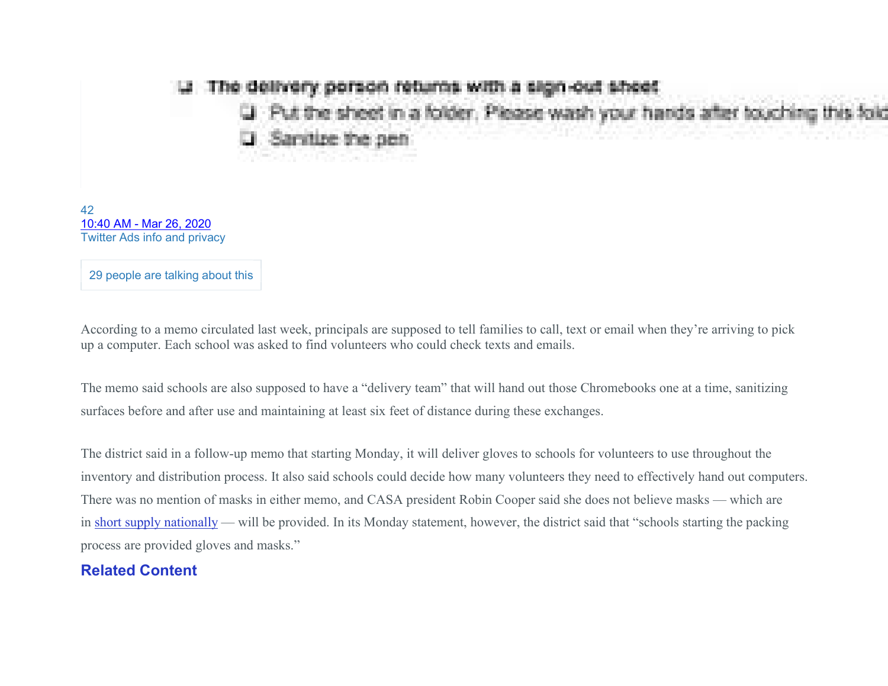- The delivery person returns with a sign-out sheet
  - Put the sheet in a folder. Please wash your hands after touching this fold
  - Sanitize the pen

42
10:40 AM - Mar 26, 2020
Twitter Ads info and privacy

29 people are talking about this

According to a memo circulated last week, principals are supposed to tell families to call, text or email when they're arriving to pick up a computer. Each school was asked to find volunteers who could check texts and emails.

The memo said schools are also supposed to have a "delivery team" that will hand out those Chromebooks one at a time, sanitizing surfaces before and after use and maintaining at least six feet of distance during these exchanges.

The district said in a follow-up memo that starting Monday, it will deliver gloves to schools for volunteers to use throughout the inventory and distribution process. It also said schools could decide how many volunteers they need to effectively hand out computers. There was no mention of masks in either memo, and CASA president Robin Cooper said she does not believe masks — which are in short supply nationally — will be provided. In its Monday statement, however, the district said that "schools starting the packing process are provided gloves and masks."

**Related Content**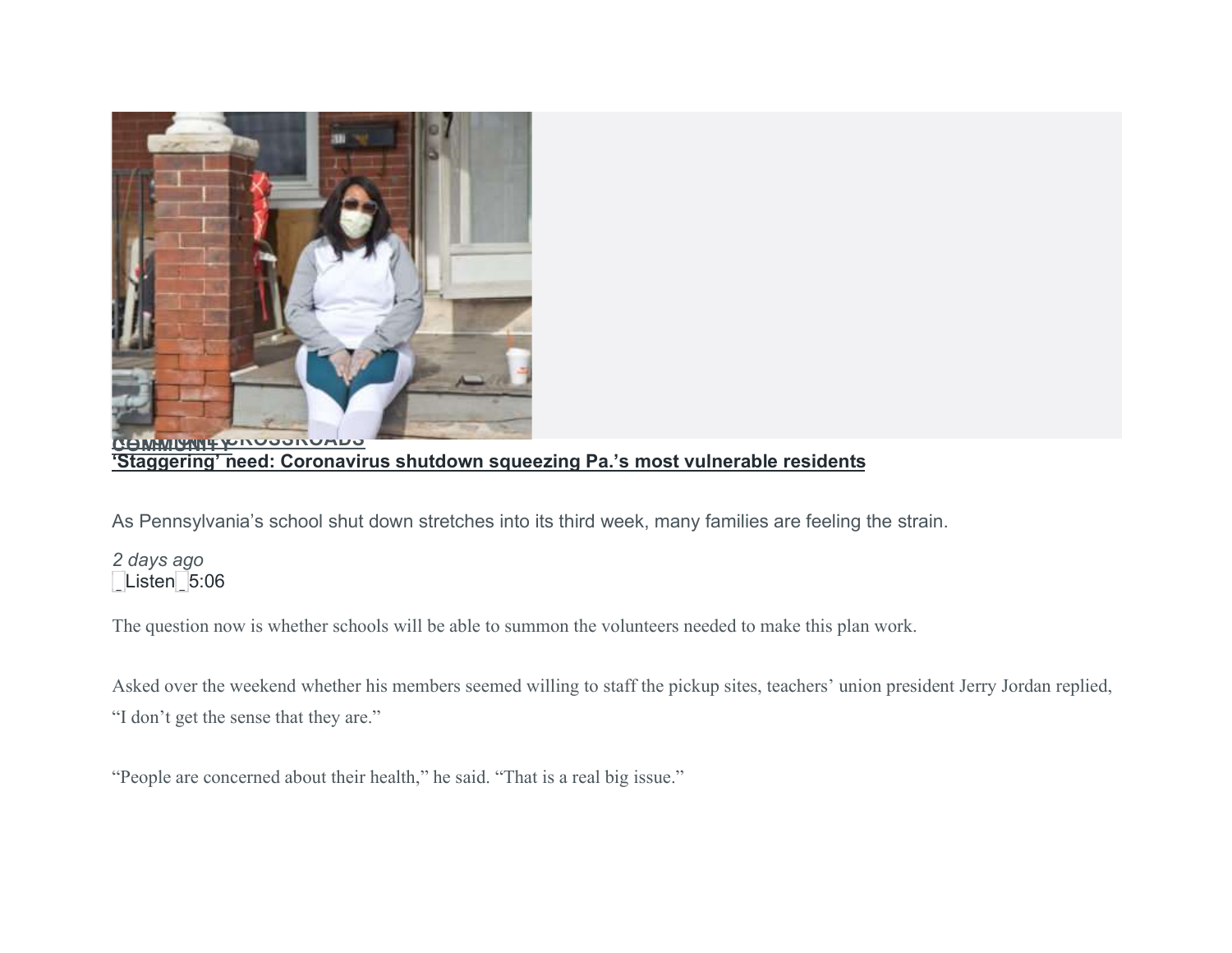COMMUNITY CROSSROADS

**'Staggering' need: Coronavirus shutdown squeezing Pa.'s most vulnerable residents**

As Pennsylvania's school shut down stretches into its third week, many families are feeling the strain.

*2 days ago*

Listen 5:06

The question now is whether schools will be able to summon the volunteers needed to make this plan work.

Asked over the weekend whether his members seemed willing to staff the pickup sites, teachers' union president Jerry Jordan replied, "I don't get the sense that they are."

"People are concerned about their health," he said. "That is a real big issue."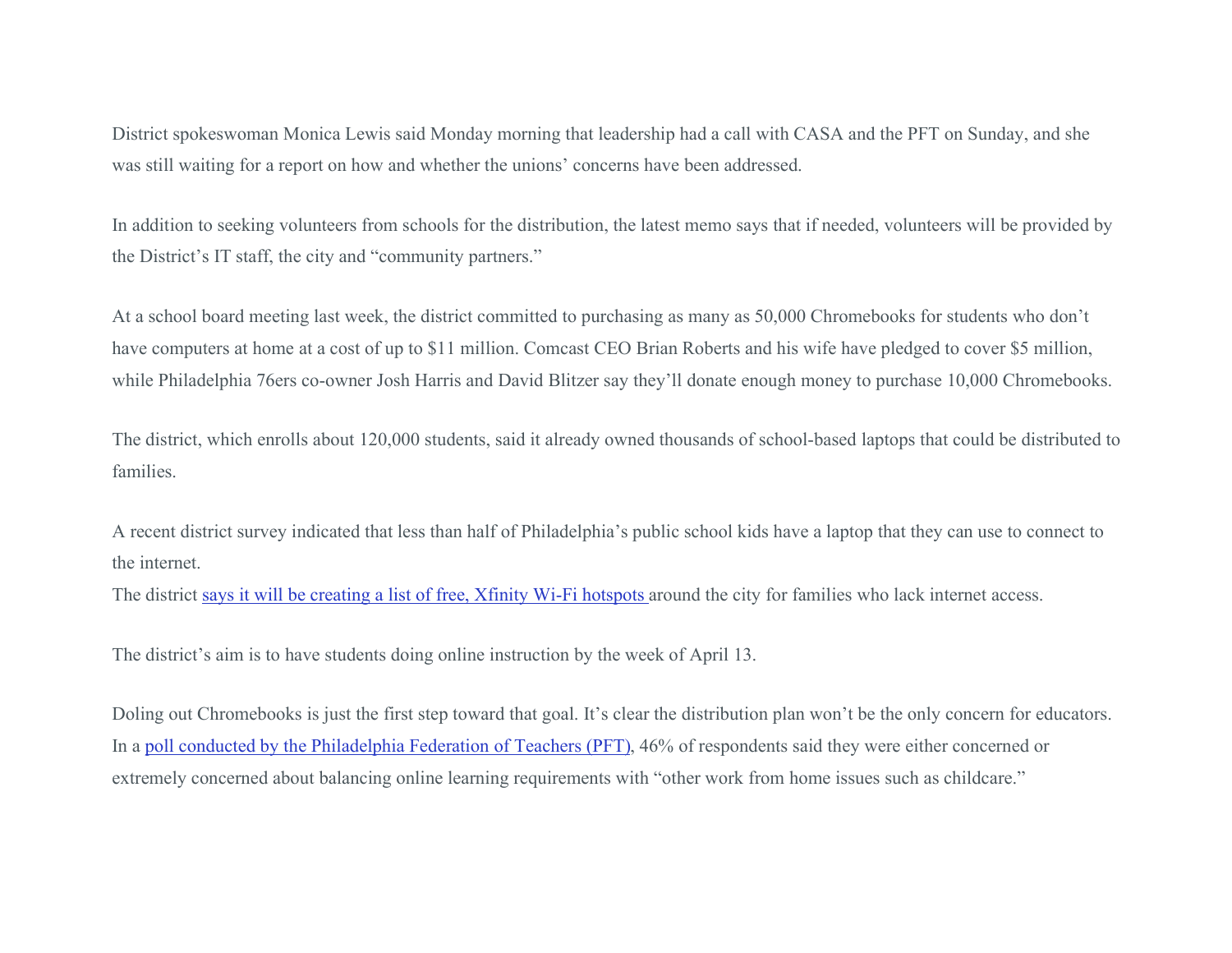District spokeswoman Monica Lewis said Monday morning that leadership had a call with CASA and the PFT on Sunday, and she was still waiting for a report on how and whether the unions' concerns have been addressed.

In addition to seeking volunteers from schools for the distribution, the latest memo says that if needed, volunteers will be provided by the District's IT staff, the city and "community partners."

At a school board meeting last week, the district committed to purchasing as many as 50,000 Chromebooks for students who don't have computers at home at a cost of up to $11 million. Comcast CEO Brian Roberts and his wife have pledged to cover $5 million, while Philadelphia 76ers co-owner Josh Harris and David Blitzer say they'll donate enough money to purchase 10,000 Chromebooks.

The district, which enrolls about 120,000 students, said it already owned thousands of school-based laptops that could be distributed to families.

A recent district survey indicated that less than half of Philadelphia's public school kids have a laptop that they can use to connect to the internet.
The district says it will be creating a list of free, Xfinity Wi-Fi hotspots around the city for families who lack internet access.

The district's aim is to have students doing online instruction by the week of April 13.

Doling out Chromebooks is just the first step toward that goal. It's clear the distribution plan won't be the only concern for educators. In a poll conducted by the Philadelphia Federation of Teachers (PFT), 46% of respondents said they were either concerned or extremely concerned about balancing online learning requirements with "other work from home issues such as childcare."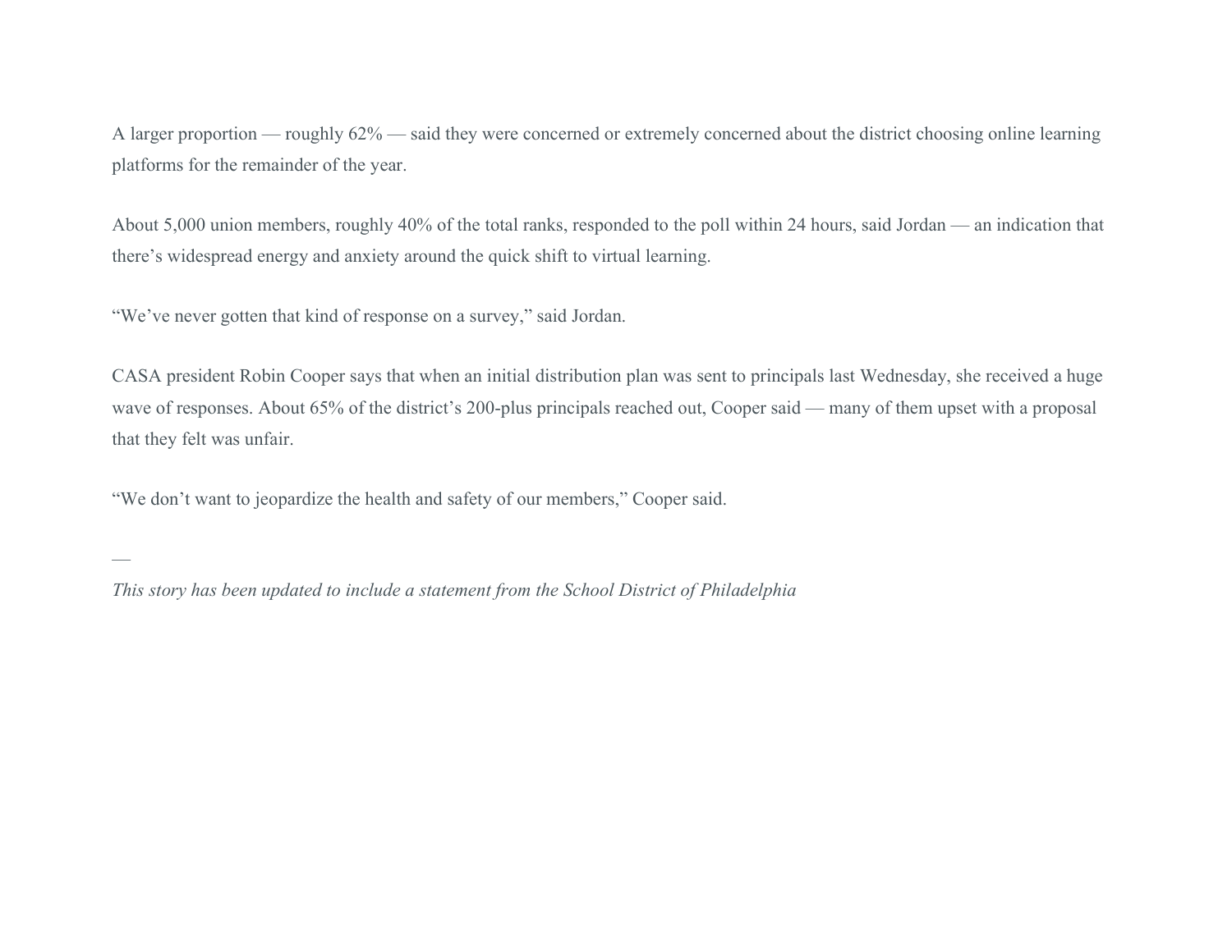A larger proportion — roughly 62% — said they were concerned or extremely concerned about the district choosing online learning platforms for the remainder of the year.

About 5,000 union members, roughly 40% of the total ranks, responded to the poll within 24 hours, said Jordan — an indication that there's widespread energy and anxiety around the quick shift to virtual learning.

"We've never gotten that kind of response on a survey," said Jordan.

CASA president Robin Cooper says that when an initial distribution plan was sent to principals last Wednesday, she received a huge wave of responses. About 65% of the district's 200-plus principals reached out, Cooper said — many of them upset with a proposal that they felt was unfair.

"We don't want to jeopardize the health and safety of our members," Cooper said.

—

*This story has been updated to include a statement from the School District of Philadelphia*